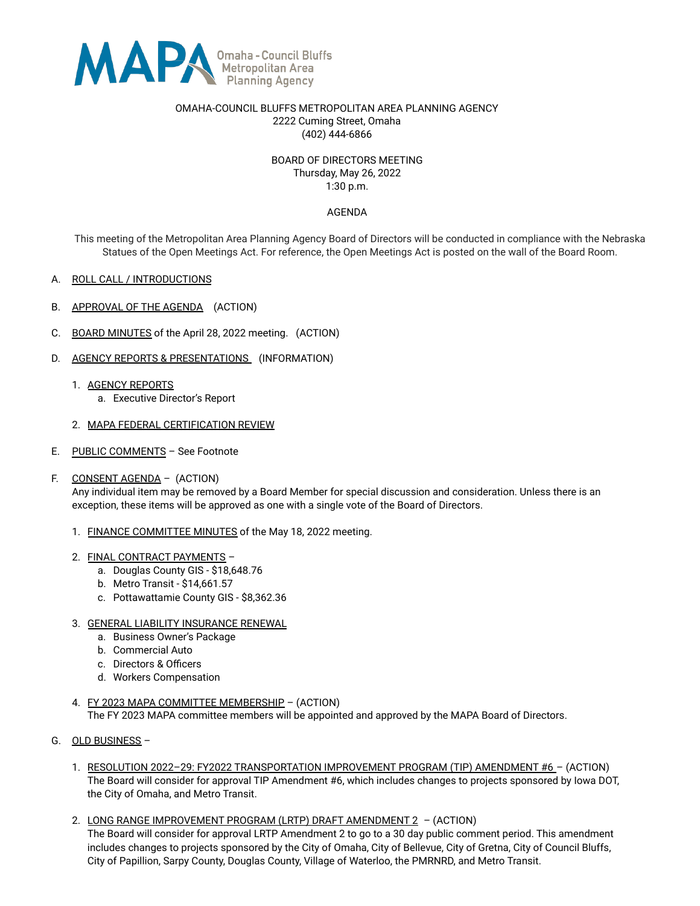MAPA Omaha - Council Bluffs Metropolitan Area Planning Agency

OMAHA-COUNCIL BLUFFS METROPOLITAN AREA PLANNING AGENCY
2222 Cuming Street, Omaha
(402) 444-6866

BOARD OF DIRECTORS MEETING
Thursday, May 26, 2022
1:30 p.m.

AGENDA

This meeting of the Metropolitan Area Planning Agency Board of Directors will be conducted in compliance with the Nebraska Statues of the Open Meetings Act. For reference, the Open Meetings Act is posted on the wall of the Board Room.

A. ROLL CALL / INTRODUCTIONS

B. APPROVAL OF THE AGENDA (ACTION)

C. BOARD MINUTES of the April 28, 2022 meeting. (ACTION)

D. AGENCY REPORTS & PRESENTATIONS (INFORMATION)

   1. AGENCY REPORTS
      a. Executive Director's Report

   2. MAPA FEDERAL CERTIFICATION REVIEW

E. PUBLIC COMMENTS – See Footnote

F. CONSENT AGENDA – (ACTION)
   Any individual item may be removed by a Board Member for special discussion and consideration. Unless there is an exception, these items will be approved as one with a single vote of the Board of Directors.

   1. FINANCE COMMITTEE MINUTES of the May 18, 2022 meeting.

   2. FINAL CONTRACT PAYMENTS –
      a. Douglas County GIS - $18,648.76
      b. Metro Transit - $14,661.57
      c. Pottawattamie County GIS - $8,362.36

   3. GENERAL LIABILITY INSURANCE RENEWAL
      a. Business Owner's Package
      b. Commercial Auto
      c. Directors & Officers
      d. Workers Compensation

   4. FY 2023 MAPA COMMITTEE MEMBERSHIP – (ACTION)
      The FY 2023 MAPA committee members will be appointed and approved by the MAPA Board of Directors.

G. OLD BUSINESS –

   1. RESOLUTION 2022–29: FY2022 TRANSPORTATION IMPROVEMENT PROGRAM (TIP) AMENDMENT #6 – (ACTION)
      The Board will consider for approval TIP Amendment #6, which includes changes to projects sponsored by Iowa DOT, the City of Omaha, and Metro Transit.

   2. LONG RANGE IMPROVEMENT PROGRAM (LRTP) DRAFT AMENDMENT 2 – (ACTION)
      The Board will consider for approval LRTP Amendment 2 to go to a 30 day public comment period. This amendment includes changes to projects sponsored by the City of Omaha, City of Bellevue, City of Gretna, City of Council Bluffs, City of Papillion, Sarpy County, Douglas County, Village of Waterloo, the PMRNRD, and Metro Transit.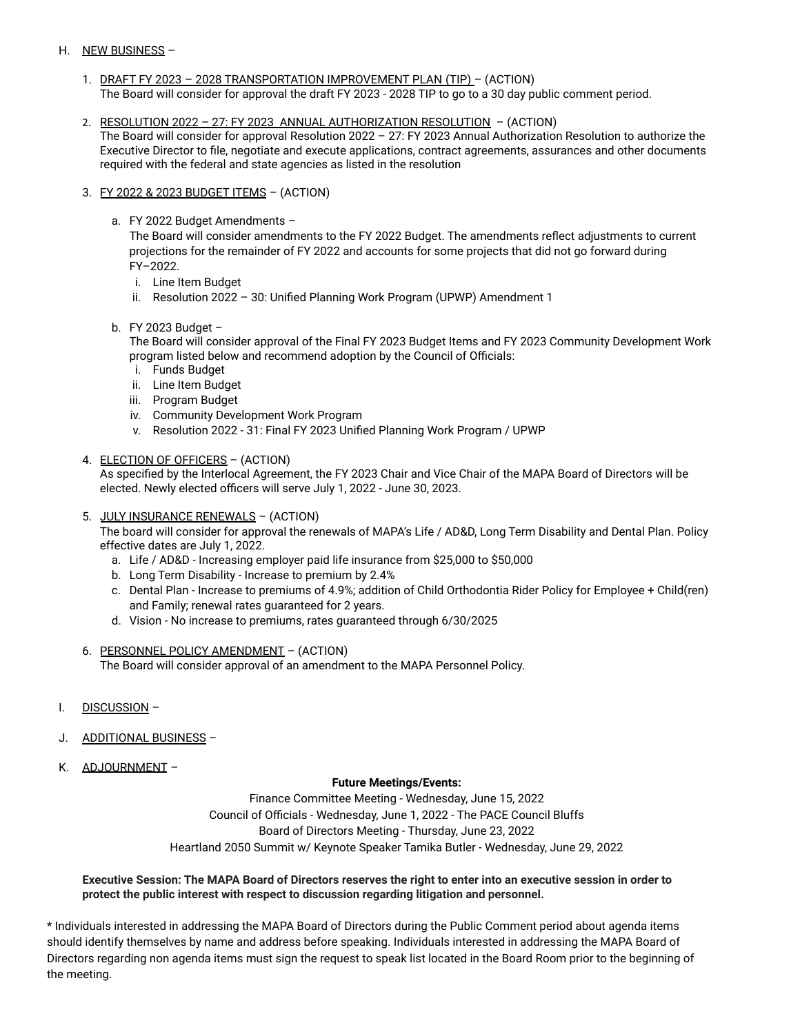H. <u>NEW BUSINESS</u> –

1. <u>DRAFT FY 2023 – 2028 TRANSPORTATION IMPROVEMENT PLAN (TIP)</u> – (ACTION)
   The Board will consider for approval the draft FY 2023 - 2028 TIP to go to a 30 day public comment period.

2. <u>RESOLUTION 2022 – 27: FY 2023 ANNUAL AUTHORIZATION RESOLUTION</u> – (ACTION)
   The Board will consider for approval Resolution 2022 – 27: FY 2023 Annual Authorization Resolution to authorize the Executive Director to file, negotiate and execute applications, contract agreements, assurances and other documents required with the federal and state agencies as listed in the resolution

3. <u>FY 2022 & 2023 BUDGET ITEMS</u> – (ACTION)

   a. FY 2022 Budget Amendments –
      The Board will consider amendments to the FY 2022 Budget. The amendments reflect adjustments to current projections for the remainder of FY 2022 and accounts for some projects that did not go forward during FY–2022.
      i. Line Item Budget
      ii. Resolution 2022 – 30: Unified Planning Work Program (UPWP) Amendment 1

   b. FY 2023 Budget –
      The Board will consider approval of the Final FY 2023 Budget Items and FY 2023 Community Development Work program listed below and recommend adoption by the Council of Officials:
      i. Funds Budget
      ii. Line Item Budget
      iii. Program Budget
      iv. Community Development Work Program
      v. Resolution 2022 - 31: Final FY 2023 Unified Planning Work Program / UPWP

4. <u>ELECTION OF OFFICERS</u> – (ACTION)
   As specified by the Interlocal Agreement, the FY 2023 Chair and Vice Chair of the MAPA Board of Directors will be elected. Newly elected officers will serve July 1, 2022 - June 30, 2023.

5. <u>JULY INSURANCE RENEWALS</u> – (ACTION)
   The board will consider for approval the renewals of MAPA's Life / AD&D, Long Term Disability and Dental Plan. Policy effective dates are July 1, 2022.
   a. Life / AD&D - Increasing employer paid life insurance from $25,000 to $50,000
   b. Long Term Disability - Increase to premium by 2.4%
   c. Dental Plan - Increase to premiums of 4.9%; addition of Child Orthodontia Rider Policy for Employee + Child(ren) and Family; renewal rates guaranteed for 2 years.
   d. Vision - No increase to premiums, rates guaranteed through 6/30/2025

6. <u>PERSONNEL POLICY AMENDMENT</u> – (ACTION)
   The Board will consider approval of an amendment to the MAPA Personnel Policy.

I. <u>DISCUSSION</u> –

J. <u>ADDITIONAL BUSINESS</u> –

K. <u>ADJOURNMENT</u> –

**Future Meetings/Events:**

Finance Committee Meeting - Wednesday, June 15, 2022
Council of Officials - Wednesday, June 1, 2022 - The PACE Council Bluffs
Board of Directors Meeting - Thursday, June 23, 2022
Heartland 2050 Summit w/ Keynote Speaker Tamika Butler - Wednesday, June 29, 2022

**Executive Session: The MAPA Board of Directors reserves the right to enter into an executive session in order to protect the public interest with respect to discussion regarding litigation and personnel.**

* Individuals interested in addressing the MAPA Board of Directors during the Public Comment period about agenda items should identify themselves by name and address before speaking. Individuals interested in addressing the MAPA Board of Directors regarding non agenda items must sign the request to speak list located in the Board Room prior to the beginning of the meeting.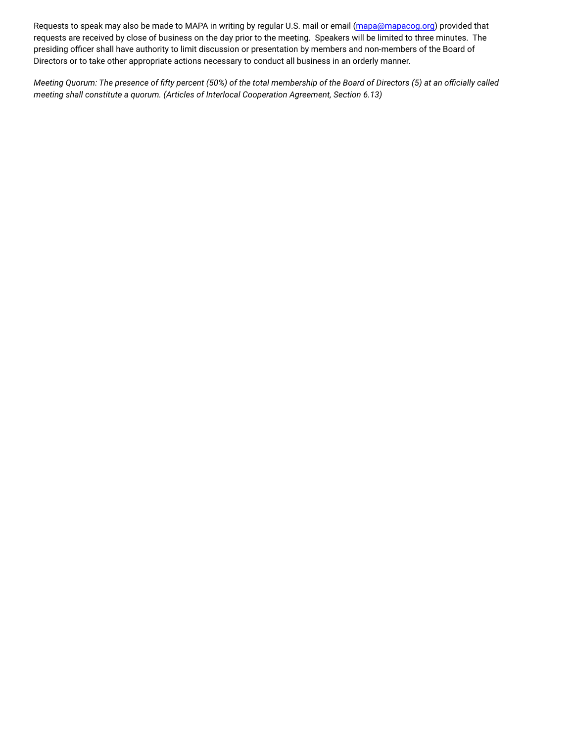Requests to speak may also be made to MAPA in writing by regular U.S. mail or email (mapa@mapacog.org) provided that requests are received by close of business on the day prior to the meeting. Speakers will be limited to three minutes. The presiding officer shall have authority to limit discussion or presentation by members and non-members of the Board of Directors or to take other appropriate actions necessary to conduct all business in an orderly manner.

*Meeting Quorum: The presence of fifty percent (50%) of the total membership of the Board of Directors (5) at an officially called meeting shall constitute a quorum. (Articles of Interlocal Cooperation Agreement, Section 6.13)*